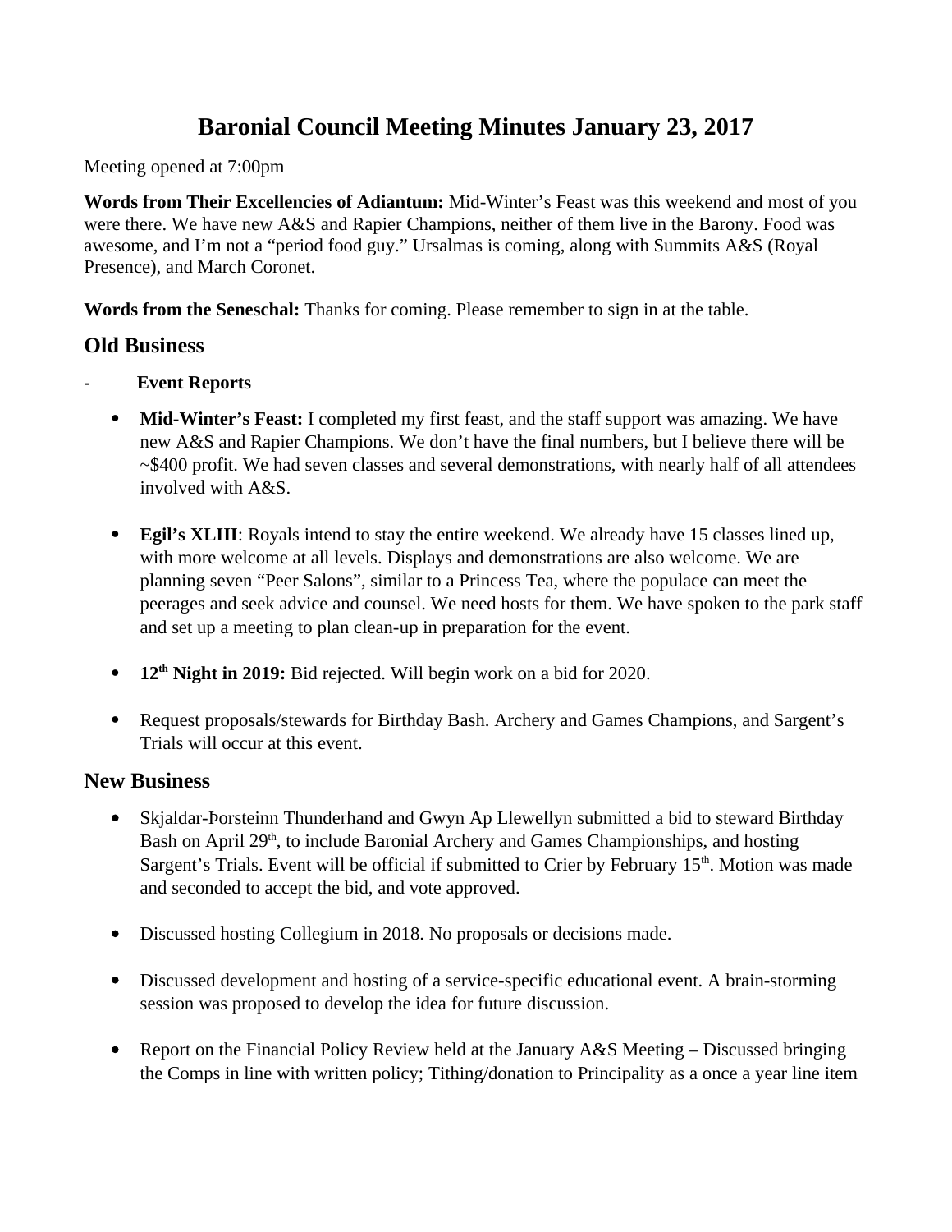# Baronial Council Meeting Minutes January 23, 2017

Meeting opened at 7:00pm

**Words from Their Excellencies of Adiantum:** Mid-Winter's Feast was this weekend and most of you were there. We have new A&S and Rapier Champions, neither of them live in the Barony. Food was awesome, and I'm not a "period food guy." Ursalmas is coming, along with Summits A&S (Royal Presence), and March Coronet.

**Words from the Seneschal:** Thanks for coming. Please remember to sign in at the table.

## Old Business

- **Event Reports**

  - **Mid-Winter's Feast:** I completed my first feast, and the staff support was amazing. We have new A&S and Rapier Champions. We don't have the final numbers, but I believe there will be ~$400 profit. We had seven classes and several demonstrations, with nearly half of all attendees involved with A&S.

  - **Egil's XLIII**: Royals intend to stay the entire weekend. We already have 15 classes lined up, with more welcome at all levels. Displays and demonstrations are also welcome. We are planning seven "Peer Salons", similar to a Princess Tea, where the populace can meet the peerages and seek advice and counsel. We need hosts for them. We have spoken to the park staff and set up a meeting to plan clean-up in preparation for the event.

  - **12th Night in 2019:** Bid rejected. Will begin work on a bid for 2020.

  - Request proposals/stewards for Birthday Bash. Archery and Games Champions, and Sargent's Trials will occur at this event.

## New Business

- Skjaldar-Þorsteinn Thunderhand and Gwyn Ap Llewellyn submitted a bid to steward Birthday Bash on April 29th, to include Baronial Archery and Games Championships, and hosting Sargent's Trials. Event will be official if submitted to Crier by February 15th. Motion was made and seconded to accept the bid, and vote approved.

- Discussed hosting Collegium in 2018. No proposals or decisions made.

- Discussed development and hosting of a service-specific educational event. A brain-storming session was proposed to develop the idea for future discussion.

- Report on the Financial Policy Review held at the January A&S Meeting – Discussed bringing the Comps in line with written policy; Tithing/donation to Principality as a once a year line item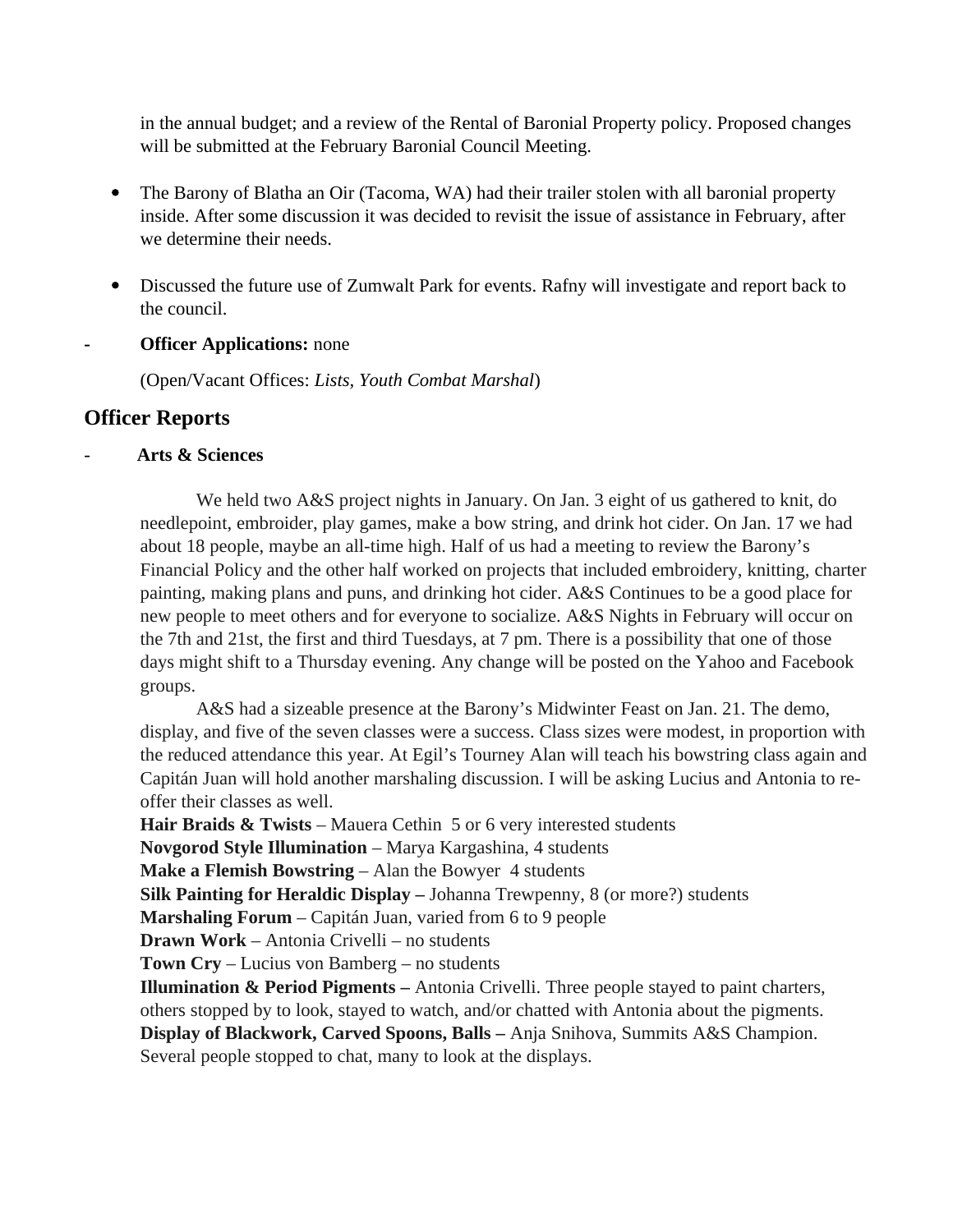in the annual budget; and a review of the Rental of Baronial Property policy. Proposed changes will be submitted at the February Baronial Council Meeting.

- The Barony of Blatha an Oir (Tacoma, WA) had their trailer stolen with all baronial property inside. After some discussion it was decided to revisit the issue of assistance in February, after we determine their needs.

- Discussed the future use of Zumwalt Park for events. Rafny will investigate and report back to the council.

- **Officer Applications:** none

  (Open/Vacant Offices: *Lists, Youth Combat Marshal*)

## Officer Reports

- **Arts & Sciences**

  We held two A&S project nights in January. On Jan. 3 eight of us gathered to knit, do needlepoint, embroider, play games, make a bow string, and drink hot cider. On Jan. 17 we had about 18 people, maybe an all-time high. Half of us had a meeting to review the Barony's Financial Policy and the other half worked on projects that included embroidery, knitting, charter painting, making plans and puns, and drinking hot cider. A&S Continues to be a good place for new people to meet others and for everyone to socialize. A&S Nights in February will occur on the 7th and 21st, the first and third Tuesdays, at 7 pm. There is a possibility that one of those days might shift to a Thursday evening. Any change will be posted on the Yahoo and Facebook groups.

  A&S had a sizeable presence at the Barony's Midwinter Feast on Jan. 21. The demo, display, and five of the seven classes were a success. Class sizes were modest, in proportion with the reduced attendance this year. At Egil's Tourney Alan will teach his bowstring class again and Capitán Juan will hold another marshaling discussion. I will be asking Lucius and Antonia to re-offer their classes as well.

  **Hair Braids & Twists** – Mauera Cethin 5 or 6 very interested students
  **Novgorod Style Illumination** – Marya Kargashina, 4 students
  **Make a Flemish Bowstring** – Alan the Bowyer 4 students
  **Silk Painting for Heraldic Display –** Johanna Trewpenny, 8 (or more?) students
  **Marshaling Forum** – Capitán Juan, varied from 6 to 9 people
  **Drawn Work** – Antonia Crivelli – no students
  **Town Cry** – Lucius von Bamberg – no students
  **Illumination & Period Pigments –** Antonia Crivelli. Three people stayed to paint charters, others stopped by to look, stayed to watch, and/or chatted with Antonia about the pigments.
  **Display of Blackwork, Carved Spoons, Balls –** Anja Snihova, Summits A&S Champion. Several people stopped to chat, many to look at the displays.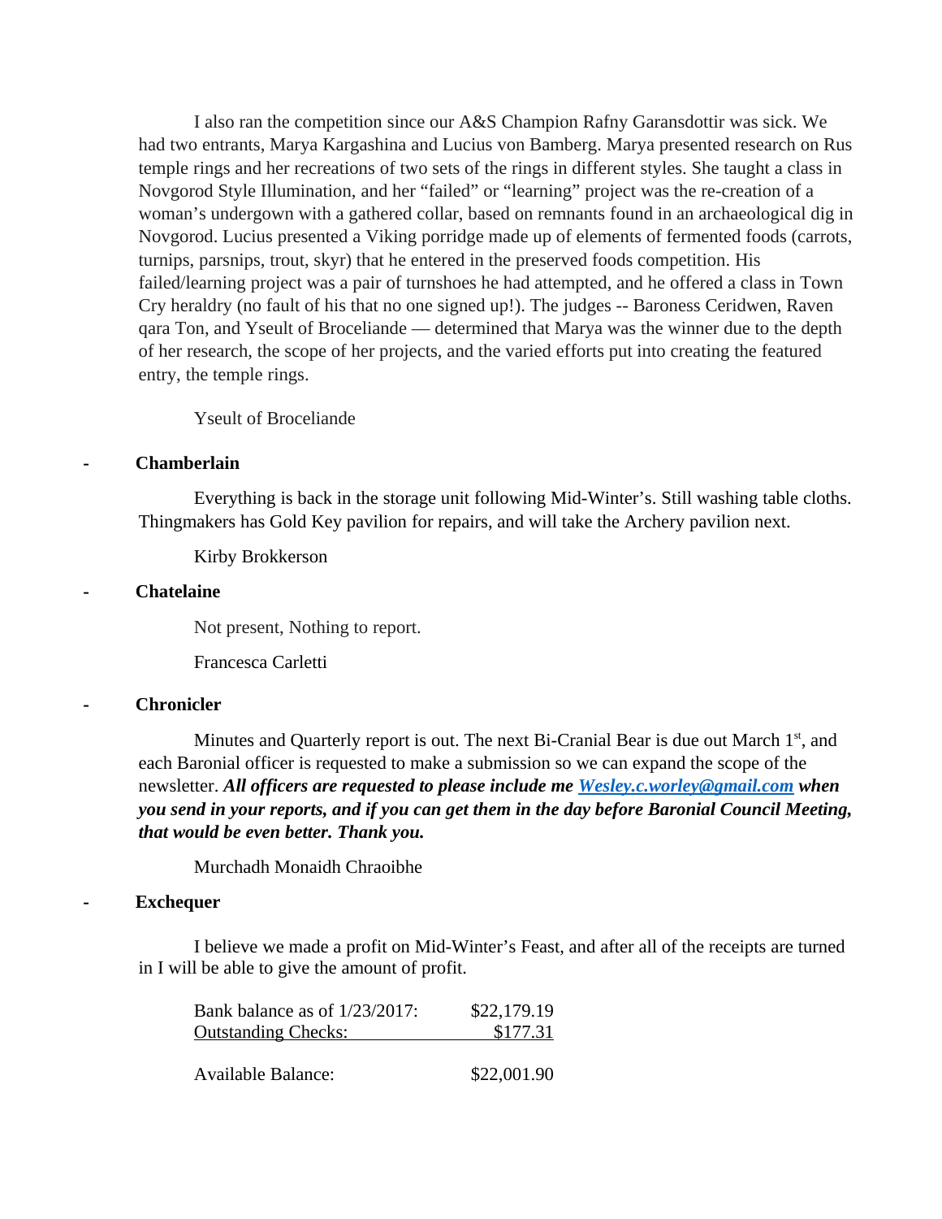I also ran the competition since our A&S Champion Rafny Garansdottir was sick. We had two entrants, Marya Kargashina and Lucius von Bamberg. Marya presented research on Rus temple rings and her recreations of two sets of the rings in different styles. She taught a class in Novgorod Style Illumination, and her “failed” or “learning” project was the re-creation of a woman’s undergown with a gathered collar, based on remnants found in an archaeological dig in Novgorod. Lucius presented a Viking porridge made up of elements of fermented foods (carrots, turnips, parsnips, trout, skyr) that he entered in the preserved foods competition. His failed/learning project was a pair of turnshoes he had attempted, and he offered a class in Town Cry heraldry (no fault of his that no one signed up!). The judges -- Baroness Ceridwen, Raven qara Ton, and Yseult of Broceliande — determined that Marya was the winner due to the depth of her research, the scope of her projects, and the varied efforts put into creating the featured entry, the temple rings.

Yseult of Broceliande

- **Chamberlain**

Everything is back in the storage unit following Mid-Winter’s. Still washing table cloths. Thingmakers has Gold Key pavilion for repairs, and will take the Archery pavilion next.

Kirby Brokkerson

- **Chatelaine**

Not present, Nothing to report.

Francesca Carletti

- **Chronicler**

Minutes and Quarterly report is out. The next Bi-Cranial Bear is due out March 1st, and each Baronial officer is requested to make a submission so we can expand the scope of the newsletter. ***All officers are requested to please include me [Wesley.c.worley@gmail.com](mailto:Wesley.c.worley@gmail.com) when you send in your reports, and if you can get them in the day before Baronial Council Meeting, that would be even better. Thank you.***

Murchadh Monaidh Chraoibhe

- **Exchequer**

I believe we made a profit on Mid-Winter’s Feast, and after all of the receipts are turned in I will be able to give the amount of profit.

| | |
|---|---|
| Bank balance as of 1/23/2017: | $22,179.19 |
| Outstanding Checks: | $177.31 |
| Available Balance: | $22,001.90 |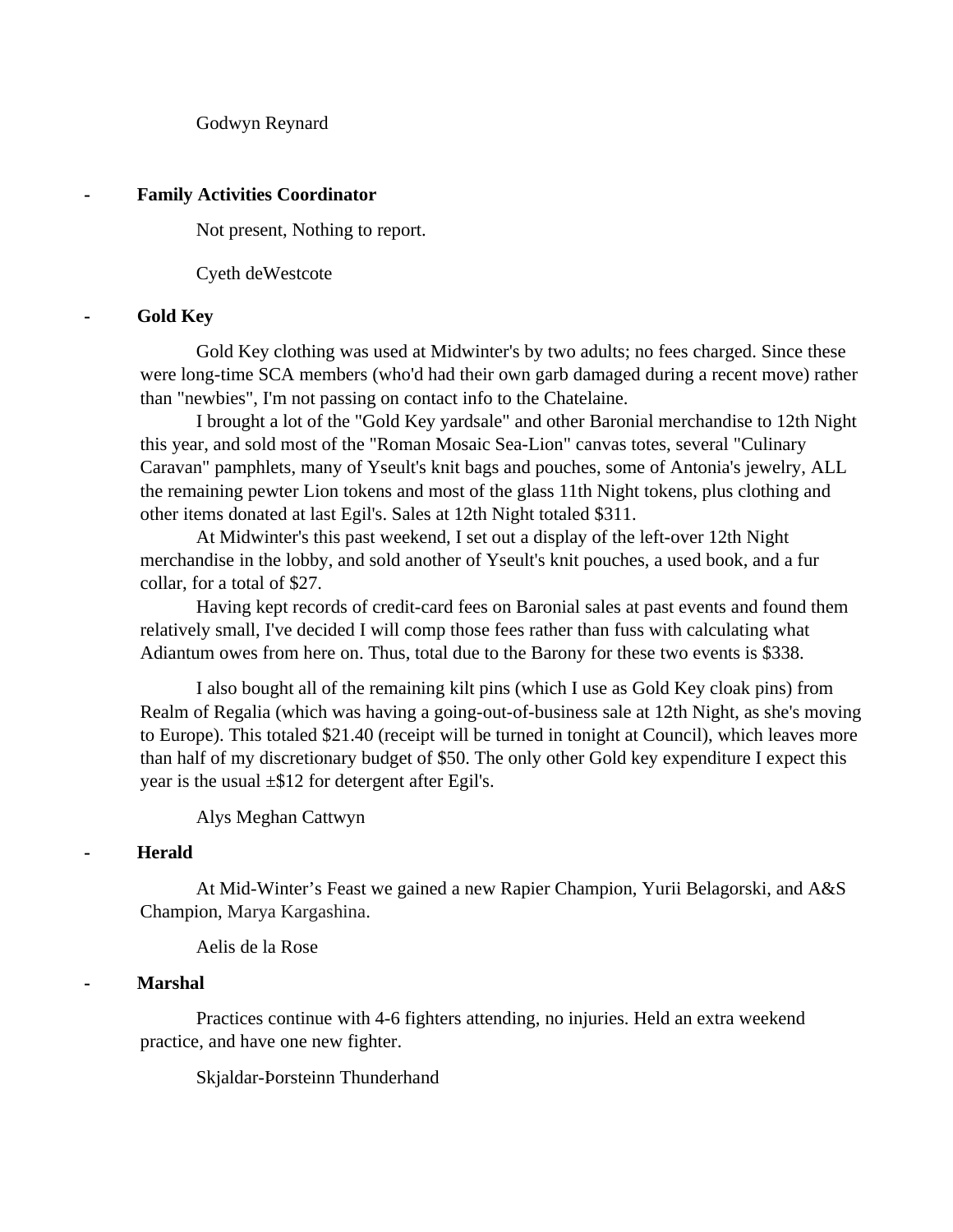Godwyn Reynard

- **Family Activities Coordinator**

Not present, Nothing to report.

Cyeth deWestcote

- **Gold Key**

Gold Key clothing was used at Midwinter's by two adults; no fees charged. Since these were long-time SCA members (who'd had their own garb damaged during a recent move) rather than "newbies", I'm not passing on contact info to the Chatelaine.

I brought a lot of the "Gold Key yardsale" and other Baronial merchandise to 12th Night this year, and sold most of the "Roman Mosaic Sea-Lion" canvas totes, several "Culinary Caravan" pamphlets, many of Yseult's knit bags and pouches, some of Antonia's jewelry, ALL the remaining pewter Lion tokens and most of the glass 11th Night tokens, plus clothing and other items donated at last Egil's. Sales at 12th Night totaled $311.

At Midwinter's this past weekend, I set out a display of the left-over 12th Night merchandise in the lobby, and sold another of Yseult's knit pouches, a used book, and a fur collar, for a total of $27.

Having kept records of credit-card fees on Baronial sales at past events and found them relatively small, I've decided I will comp those fees rather than fuss with calculating what Adiantum owes from here on. Thus, total due to the Barony for these two events is $338.

I also bought all of the remaining kilt pins (which I use as Gold Key cloak pins) from Realm of Regalia (which was having a going-out-of-business sale at 12th Night, as she's moving to Europe). This totaled $21.40 (receipt will be turned in tonight at Council), which leaves more than half of my discretionary budget of $50. The only other Gold key expenditure I expect this year is the usual ±$12 for detergent after Egil's.

Alys Meghan Cattwyn

- **Herald**

At Mid-Winter's Feast we gained a new Rapier Champion, Yurii Belagorski, and A&S Champion, Marya Kargashina.

Aelis de la Rose

- **Marshal**

Practices continue with 4-6 fighters attending, no injuries. Held an extra weekend practice, and have one new fighter.

Skjaldar-Þorsteinn Thunderhand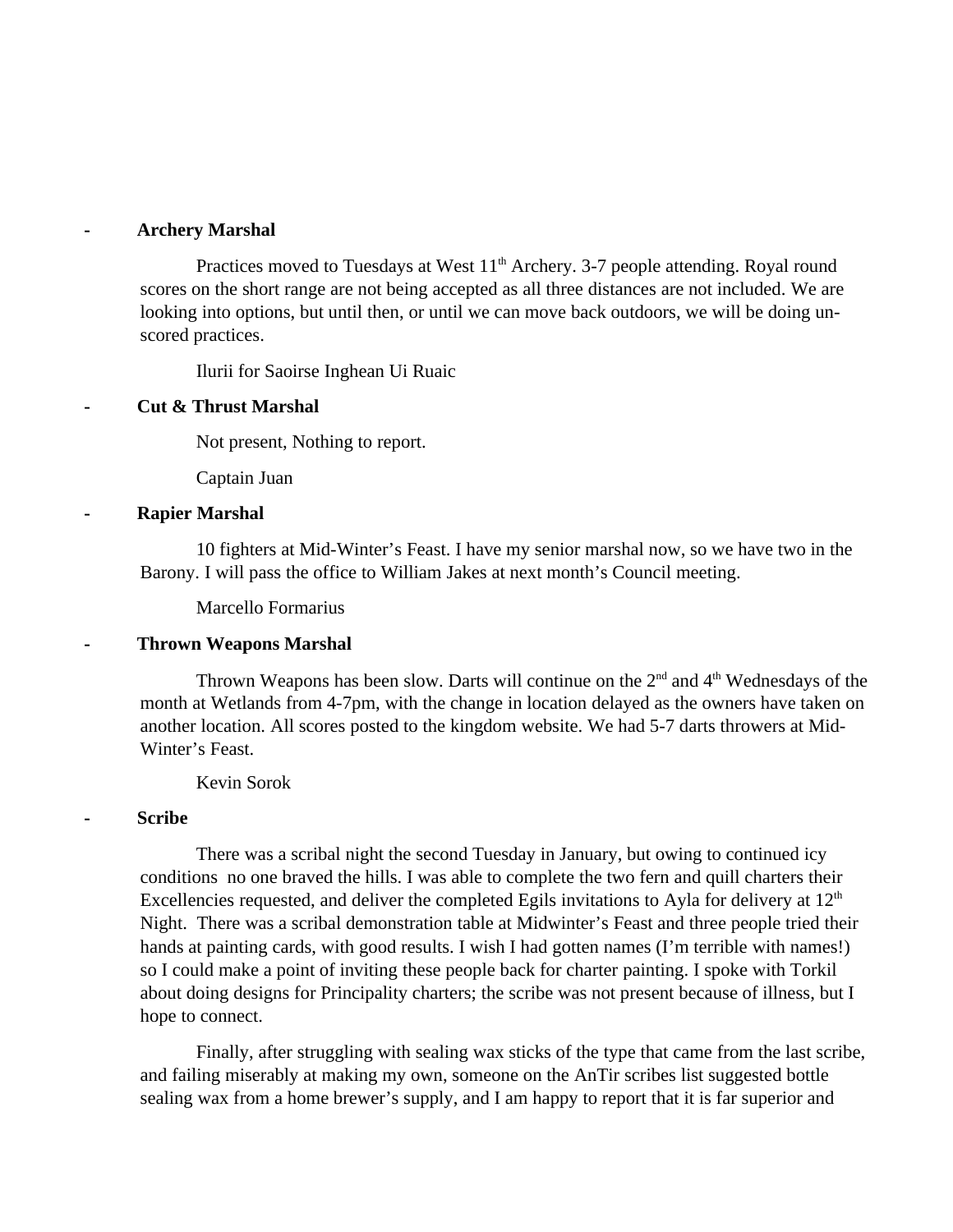- **Archery Marshal**

  Practices moved to Tuesdays at West 11th Archery. 3-7 people attending. Royal round scores on the short range are not being accepted as all three distances are not included. We are looking into options, but until then, or until we can move back outdoors, we will be doing un-scored practices.

  Ilurii for Saoirse Inghean Ui Ruaic

- **Cut & Thrust Marshal**

  Not present, Nothing to report.

  Captain Juan

- **Rapier Marshal**

  10 fighters at Mid-Winter's Feast. I have my senior marshal now, so we have two in the Barony. I will pass the office to William Jakes at next month's Council meeting.

  Marcello Formarius

- **Thrown Weapons Marshal**

  Thrown Weapons has been slow. Darts will continue on the 2nd and 4th Wednesdays of the month at Wetlands from 4-7pm, with the change in location delayed as the owners have taken on another location. All scores posted to the kingdom website. We had 5-7 darts throwers at Mid-Winter's Feast.

  Kevin Sorok

- **Scribe**

  There was a scribal night the second Tuesday in January, but owing to continued icy conditions no one braved the hills. I was able to complete the two fern and quill charters their Excellencies requested, and deliver the completed Egils invitations to Ayla for delivery at 12th Night. There was a scribal demonstration table at Midwinter's Feast and three people tried their hands at painting cards, with good results. I wish I had gotten names (I'm terrible with names!) so I could make a point of inviting these people back for charter painting. I spoke with Torkil about doing designs for Principality charters; the scribe was not present because of illness, but I hope to connect.

  Finally, after struggling with sealing wax sticks of the type that came from the last scribe, and failing miserably at making my own, someone on the AnTir scribes list suggested bottle sealing wax from a home brewer's supply, and I am happy to report that it is far superior and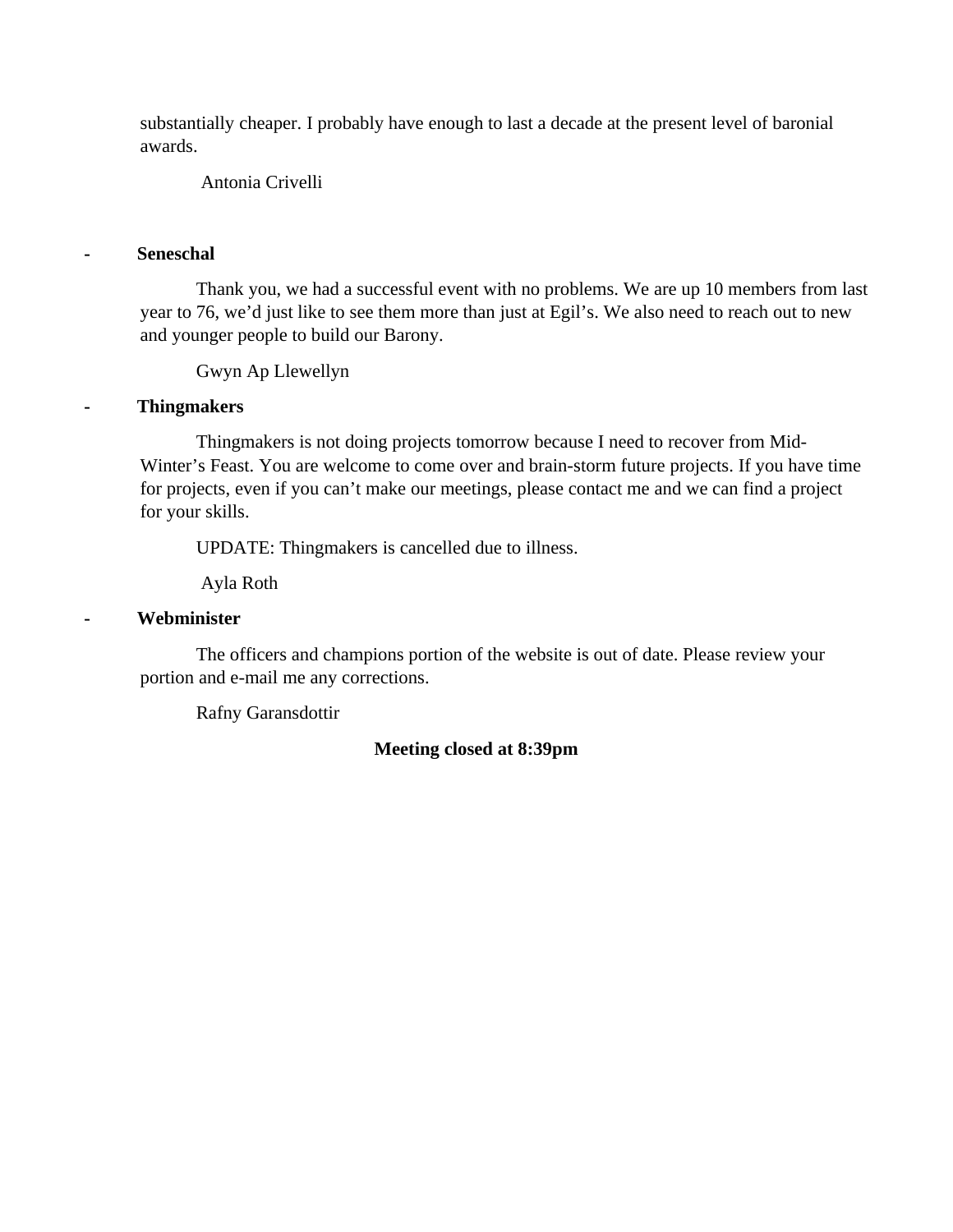substantially cheaper. I probably have enough to last a decade at the present level of baronial awards.

Antonia Crivelli

- **Seneschal**

Thank you, we had a successful event with no problems. We are up 10 members from last year to 76, we'd just like to see them more than just at Egil's. We also need to reach out to new and younger people to build our Barony.

Gwyn Ap Llewellyn

- **Thingmakers**

Thingmakers is not doing projects tomorrow because I need to recover from Mid-Winter's Feast. You are welcome to come over and brain-storm future projects. If you have time for projects, even if you can't make our meetings, please contact me and we can find a project for your skills.

UPDATE: Thingmakers is cancelled due to illness.

Ayla Roth

- **Webminister**

The officers and champions portion of the website is out of date. Please review your portion and e-mail me any corrections.

Rafny Garansdottir

**Meeting closed at 8:39pm**